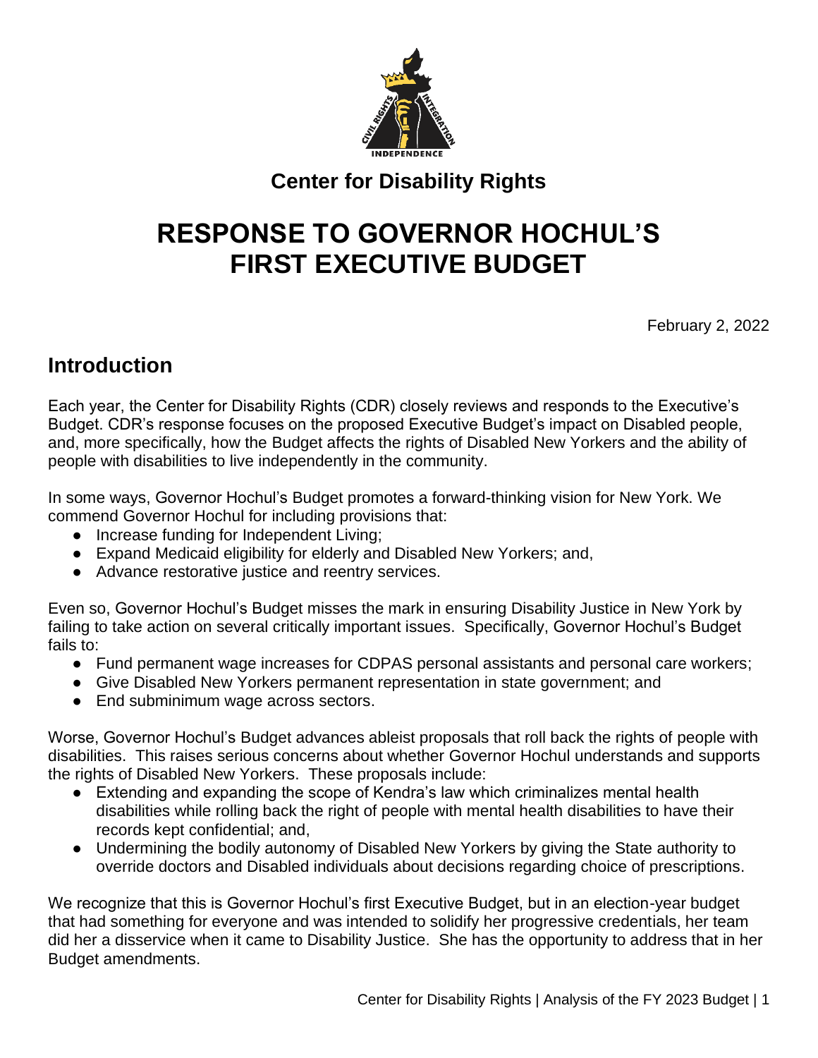**Center for Disability Rights**

# RESPONSE TO GOVERNOR HOCHUL'S FIRST EXECUTIVE BUDGET

February 2, 2022

## Introduction

Each year, the Center for Disability Rights (CDR) closely reviews and responds to the Executive's Budget. CDR's response focuses on the proposed Executive Budget's impact on Disabled people, and, more specifically, how the Budget affects the rights of Disabled New Yorkers and the ability of people with disabilities to live independently in the community.

In some ways, Governor Hochul's Budget promotes a forward-thinking vision for New York. We commend Governor Hochul for including provisions that:

- Increase funding for Independent Living;
- Expand Medicaid eligibility for elderly and Disabled New Yorkers; and,
- Advance restorative justice and reentry services.

Even so, Governor Hochul's Budget misses the mark in ensuring Disability Justice in New York by failing to take action on several critically important issues. Specifically, Governor Hochul's Budget fails to:

- Fund permanent wage increases for CDPAS personal assistants and personal care workers;
- Give Disabled New Yorkers permanent representation in state government; and
- End subminimum wage across sectors.

Worse, Governor Hochul's Budget advances ableist proposals that roll back the rights of people with disabilities. This raises serious concerns about whether Governor Hochul understands and supports the rights of Disabled New Yorkers. These proposals include:

- Extending and expanding the scope of Kendra's law which criminalizes mental health disabilities while rolling back the right of people with mental health disabilities to have their records kept confidential; and,
- Undermining the bodily autonomy of Disabled New Yorkers by giving the State authority to override doctors and Disabled individuals about decisions regarding choice of prescriptions.

We recognize that this is Governor Hochul's first Executive Budget, but in an election-year budget that had something for everyone and was intended to solidify her progressive credentials, her team did her a disservice when it came to Disability Justice. She has the opportunity to address that in her Budget amendments.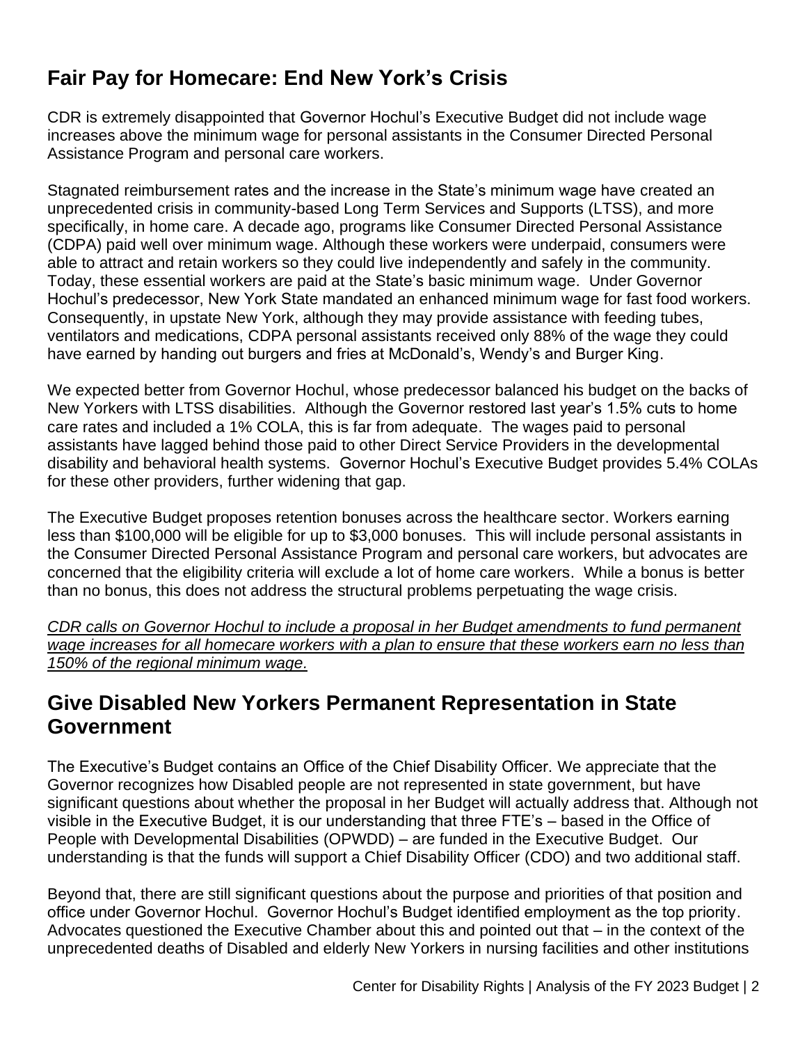## Fair Pay for Homecare: End New York's Crisis

CDR is extremely disappointed that Governor Hochul's Executive Budget did not include wage increases above the minimum wage for personal assistants in the Consumer Directed Personal Assistance Program and personal care workers.

Stagnated reimbursement rates and the increase in the State's minimum wage have created an unprecedented crisis in community-based Long Term Services and Supports (LTSS), and more specifically, in home care. A decade ago, programs like Consumer Directed Personal Assistance (CDPA) paid well over minimum wage. Although these workers were underpaid, consumers were able to attract and retain workers so they could live independently and safely in the community. Today, these essential workers are paid at the State's basic minimum wage. Under Governor Hochul's predecessor, New York State mandated an enhanced minimum wage for fast food workers. Consequently, in upstate New York, although they may provide assistance with feeding tubes, ventilators and medications, CDPA personal assistants received only 88% of the wage they could have earned by handing out burgers and fries at McDonald's, Wendy's and Burger King.

We expected better from Governor Hochul, whose predecessor balanced his budget on the backs of New Yorkers with LTSS disabilities. Although the Governor restored last year's 1.5% cuts to home care rates and included a 1% COLA, this is far from adequate. The wages paid to personal assistants have lagged behind those paid to other Direct Service Providers in the developmental disability and behavioral health systems. Governor Hochul's Executive Budget provides 5.4% COLAs for these other providers, further widening that gap.

The Executive Budget proposes retention bonuses across the healthcare sector. Workers earning less than $100,000 will be eligible for up to $3,000 bonuses. This will include personal assistants in the Consumer Directed Personal Assistance Program and personal care workers, but advocates are concerned that the eligibility criteria will exclude a lot of home care workers. While a bonus is better than no bonus, this does not address the structural problems perpetuating the wage crisis.

*CDR calls on Governor Hochul to include a proposal in her Budget amendments to fund permanent wage increases for all homecare workers with a plan to ensure that these workers earn no less than 150% of the regional minimum wage.*

## Give Disabled New Yorkers Permanent Representation in State Government

The Executive's Budget contains an Office of the Chief Disability Officer. We appreciate that the Governor recognizes how Disabled people are not represented in state government, but have significant questions about whether the proposal in her Budget will actually address that. Although not visible in the Executive Budget, it is our understanding that three FTE's – based in the Office of People with Developmental Disabilities (OPWDD) – are funded in the Executive Budget. Our understanding is that the funds will support a Chief Disability Officer (CDO) and two additional staff.

Beyond that, there are still significant questions about the purpose and priorities of that position and office under Governor Hochul. Governor Hochul's Budget identified employment as the top priority. Advocates questioned the Executive Chamber about this and pointed out that – in the context of the unprecedented deaths of Disabled and elderly New Yorkers in nursing facilities and other institutions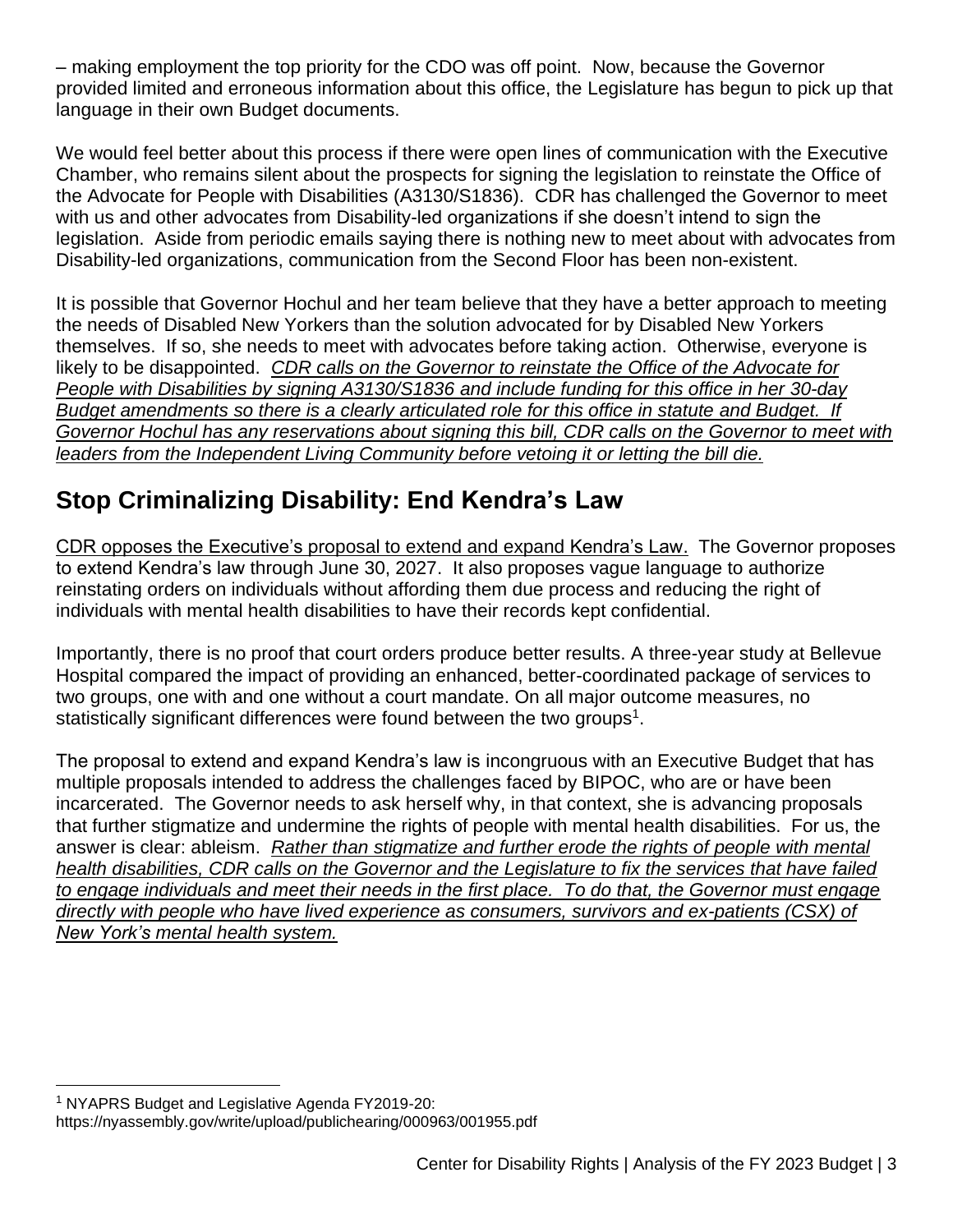– making employment the top priority for the CDO was off point. Now, because the Governor provided limited and erroneous information about this office, the Legislature has begun to pick up that language in their own Budget documents.

We would feel better about this process if there were open lines of communication with the Executive Chamber, who remains silent about the prospects for signing the legislation to reinstate the Office of the Advocate for People with Disabilities (A3130/S1836). CDR has challenged the Governor to meet with us and other advocates from Disability-led organizations if she doesn't intend to sign the legislation. Aside from periodic emails saying there is nothing new to meet about with advocates from Disability-led organizations, communication from the Second Floor has been non-existent.

It is possible that Governor Hochul and her team believe that they have a better approach to meeting the needs of Disabled New Yorkers than the solution advocated for by Disabled New Yorkers themselves. If so, she needs to meet with advocates before taking action. Otherwise, everyone is likely to be disappointed. *CDR calls on the Governor to reinstate the Office of the Advocate for People with Disabilities by signing A3130/S1836 and include funding for this office in her 30-day Budget amendments so there is a clearly articulated role for this office in statute and Budget. If Governor Hochul has any reservations about signing this bill, CDR calls on the Governor to meet with leaders from the Independent Living Community before vetoing it or letting the bill die.*

## Stop Criminalizing Disability: End Kendra's Law

CDR opposes the Executive's proposal to extend and expand Kendra's Law. The Governor proposes to extend Kendra's law through June 30, 2027. It also proposes vague language to authorize reinstating orders on individuals without affording them due process and reducing the right of individuals with mental health disabilities to have their records kept confidential.

Importantly, there is no proof that court orders produce better results. A three-year study at Bellevue Hospital compared the impact of providing an enhanced, better-coordinated package of services to two groups, one with and one without a court mandate. On all major outcome measures, no statistically significant differences were found between the two groups[1].

The proposal to extend and expand Kendra's law is incongruous with an Executive Budget that has multiple proposals intended to address the challenges faced by BIPOC, who are or have been incarcerated. The Governor needs to ask herself why, in that context, she is advancing proposals that further stigmatize and undermine the rights of people with mental health disabilities. For us, the answer is clear: ableism. *Rather than stigmatize and further erode the rights of people with mental health disabilities, CDR calls on the Governor and the Legislature to fix the services that have failed to engage individuals and meet their needs in the first place. To do that, the Governor must engage directly with people who have lived experience as consumers, survivors and ex-patients (CSX) of New York's mental health system.*

[1] NYAPRS Budget and Legislative Agenda FY2019-20: https://nyassembly.gov/write/upload/publichearing/000963/001955.pdf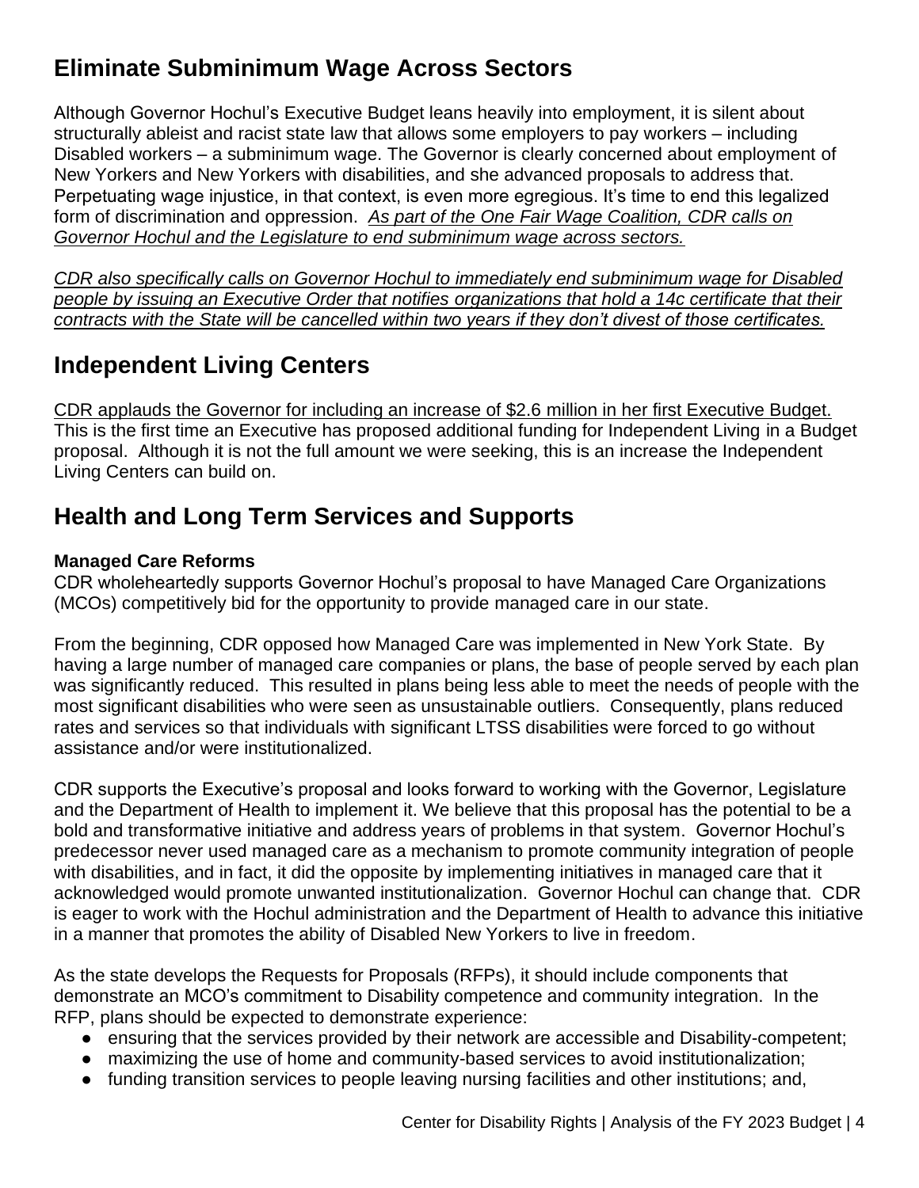## Eliminate Subminimum Wage Across Sectors

Although Governor Hochul's Executive Budget leans heavily into employment, it is silent about structurally ableist and racist state law that allows some employers to pay workers – including Disabled workers – a subminimum wage. The Governor is clearly concerned about employment of New Yorkers and New Yorkers with disabilities, and she advanced proposals to address that. Perpetuating wage injustice, in that context, is even more egregious. It's time to end this legalized form of discrimination and oppression. *As part of the One Fair Wage Coalition, CDR calls on Governor Hochul and the Legislature to end subminimum wage across sectors.*

*CDR also specifically calls on Governor Hochul to immediately end subminimum wage for Disabled people by issuing an Executive Order that notifies organizations that hold a 14c certificate that their contracts with the State will be cancelled within two years if they don't divest of those certificates.*

## Independent Living Centers

CDR applauds the Governor for including an increase of $2.6 million in her first Executive Budget. This is the first time an Executive has proposed additional funding for Independent Living in a Budget proposal. Although it is not the full amount we were seeking, this is an increase the Independent Living Centers can build on.

## Health and Long Term Services and Supports

**Managed Care Reforms**

CDR wholeheartedly supports Governor Hochul's proposal to have Managed Care Organizations (MCOs) competitively bid for the opportunity to provide managed care in our state.

From the beginning, CDR opposed how Managed Care was implemented in New York State. By having a large number of managed care companies or plans, the base of people served by each plan was significantly reduced. This resulted in plans being less able to meet the needs of people with the most significant disabilities who were seen as unsustainable outliers. Consequently, plans reduced rates and services so that individuals with significant LTSS disabilities were forced to go without assistance and/or were institutionalized.

CDR supports the Executive's proposal and looks forward to working with the Governor, Legislature and the Department of Health to implement it. We believe that this proposal has the potential to be a bold and transformative initiative and address years of problems in that system. Governor Hochul's predecessor never used managed care as a mechanism to promote community integration of people with disabilities, and in fact, it did the opposite by implementing initiatives in managed care that it acknowledged would promote unwanted institutionalization. Governor Hochul can change that. CDR is eager to work with the Hochul administration and the Department of Health to advance this initiative in a manner that promotes the ability of Disabled New Yorkers to live in freedom.

As the state develops the Requests for Proposals (RFPs), it should include components that demonstrate an MCO's commitment to Disability competence and community integration. In the RFP, plans should be expected to demonstrate experience:

- ensuring that the services provided by their network are accessible and Disability-competent;
- maximizing the use of home and community-based services to avoid institutionalization;
- funding transition services to people leaving nursing facilities and other institutions; and,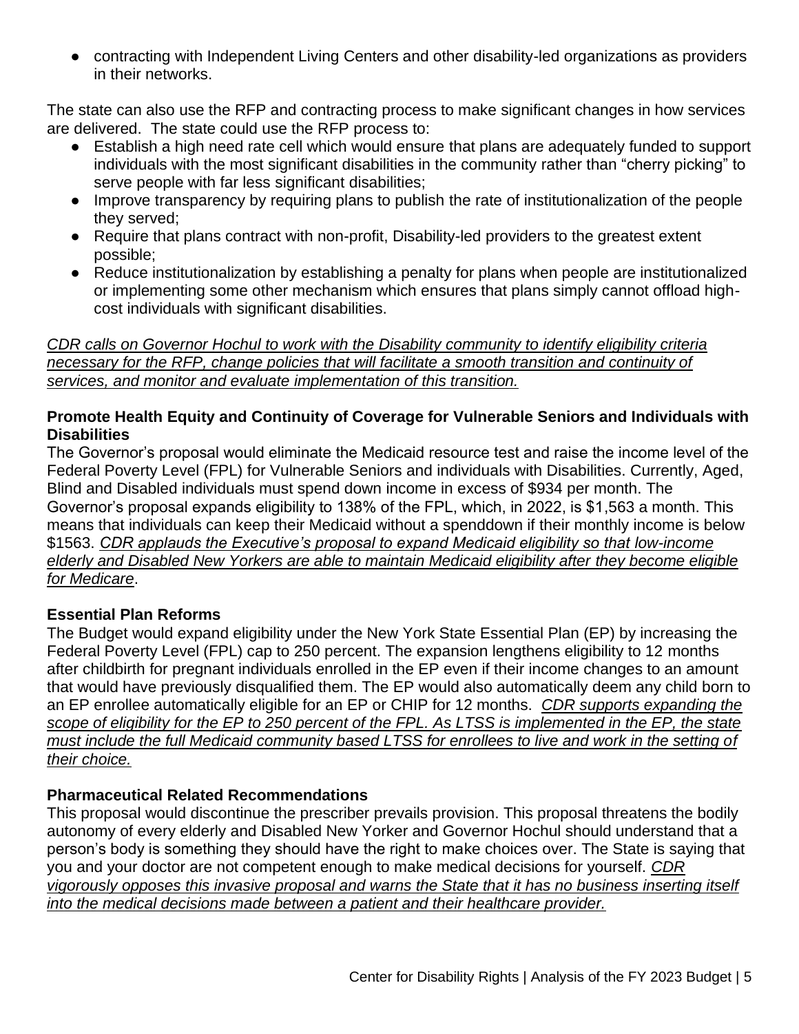- contracting with Independent Living Centers and other disability-led organizations as providers in their networks.

The state can also use the RFP and contracting process to make significant changes in how services are delivered. The state could use the RFP process to:

- Establish a high need rate cell which would ensure that plans are adequately funded to support individuals with the most significant disabilities in the community rather than "cherry picking" to serve people with far less significant disabilities;
- Improve transparency by requiring plans to publish the rate of institutionalization of the people they served;
- Require that plans contract with non-profit, Disability-led providers to the greatest extent possible;
- Reduce institutionalization by establishing a penalty for plans when people are institutionalized or implementing some other mechanism which ensures that plans simply cannot offload high-cost individuals with significant disabilities.

*CDR calls on Governor Hochul to work with the Disability community to identify eligibility criteria necessary for the RFP, change policies that will facilitate a smooth transition and continuity of services, and monitor and evaluate implementation of this transition.*

**Promote Health Equity and Continuity of Coverage for Vulnerable Seniors and Individuals with Disabilities**

The Governor's proposal would eliminate the Medicaid resource test and raise the income level of the Federal Poverty Level (FPL) for Vulnerable Seniors and individuals with Disabilities. Currently, Aged, Blind and Disabled individuals must spend down income in excess of $934 per month. The Governor's proposal expands eligibility to 138% of the FPL, which, in 2022, is $1,563 a month. This means that individuals can keep their Medicaid without a spenddown if their monthly income is below $1563. *CDR applauds the Executive's proposal to expand Medicaid eligibility so that low-income elderly and Disabled New Yorkers are able to maintain Medicaid eligibility after they become eligible for Medicare*.

**Essential Plan Reforms**

The Budget would expand eligibility under the New York State Essential Plan (EP) by increasing the Federal Poverty Level (FPL) cap to 250 percent. The expansion lengthens eligibility to 12 months after childbirth for pregnant individuals enrolled in the EP even if their income changes to an amount that would have previously disqualified them. The EP would also automatically deem any child born to an EP enrollee automatically eligible for an EP or CHIP for 12 months. *CDR supports expanding the scope of eligibility for the EP to 250 percent of the FPL. As LTSS is implemented in the EP, the state must include the full Medicaid community based LTSS for enrollees to live and work in the setting of their choice.*

**Pharmaceutical Related Recommendations**

This proposal would discontinue the prescriber prevails provision. This proposal threatens the bodily autonomy of every elderly and Disabled New Yorker and Governor Hochul should understand that a person's body is something they should have the right to make choices over. The State is saying that you and your doctor are not competent enough to make medical decisions for yourself. *CDR vigorously opposes this invasive proposal and warns the State that it has no business inserting itself into the medical decisions made between a patient and their healthcare provider.*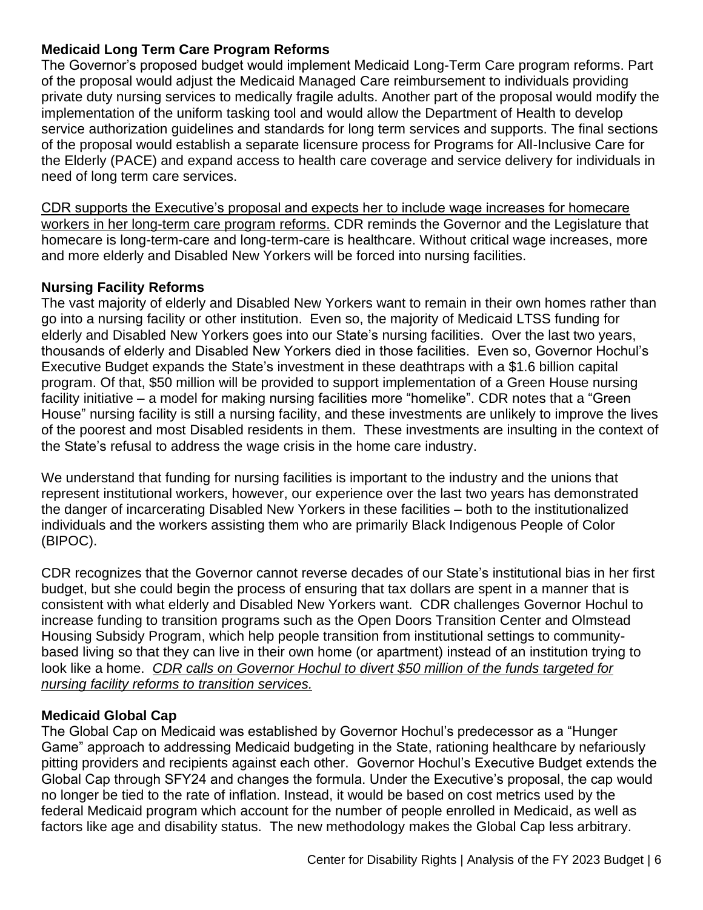**Medicaid Long Term Care Program Reforms**

The Governor's proposed budget would implement Medicaid Long-Term Care program reforms. Part of the proposal would adjust the Medicaid Managed Care reimbursement to individuals providing private duty nursing services to medically fragile adults. Another part of the proposal would modify the implementation of the uniform tasking tool and would allow the Department of Health to develop service authorization guidelines and standards for long term services and supports. The final sections of the proposal would establish a separate licensure process for Programs for All-Inclusive Care for the Elderly (PACE) and expand access to health care coverage and service delivery for individuals in need of long term care services.

<u>CDR supports the Executive's proposal and expects her to include wage increases for homecare workers in her long-term care program reforms.</u> CDR reminds the Governor and the Legislature that homecare is long-term-care and long-term-care is healthcare. Without critical wage increases, more and more elderly and Disabled New Yorkers will be forced into nursing facilities.

**Nursing Facility Reforms**

The vast majority of elderly and Disabled New Yorkers want to remain in their own homes rather than go into a nursing facility or other institution. Even so, the majority of Medicaid LTSS funding for elderly and Disabled New Yorkers goes into our State's nursing facilities. Over the last two years, thousands of elderly and Disabled New Yorkers died in those facilities. Even so, Governor Hochul's Executive Budget expands the State's investment in these deathtraps with a $1.6 billion capital program. Of that, $50 million will be provided to support implementation of a Green House nursing facility initiative – a model for making nursing facilities more "homelike". CDR notes that a "Green House" nursing facility is still a nursing facility, and these investments are unlikely to improve the lives of the poorest and most Disabled residents in them. These investments are insulting in the context of the State's refusal to address the wage crisis in the home care industry.

We understand that funding for nursing facilities is important to the industry and the unions that represent institutional workers, however, our experience over the last two years has demonstrated the danger of incarcerating Disabled New Yorkers in these facilities – both to the institutionalized individuals and the workers assisting them who are primarily Black Indigenous People of Color (BIPOC).

CDR recognizes that the Governor cannot reverse decades of our State's institutional bias in her first budget, but she could begin the process of ensuring that tax dollars are spent in a manner that is consistent with what elderly and Disabled New Yorkers want. CDR challenges Governor Hochul to increase funding to transition programs such as the Open Doors Transition Center and Olmstead Housing Subsidy Program, which help people transition from institutional settings to community-based living so that they can live in their own home (or apartment) instead of an institution trying to look like a home. <u>*CDR calls on Governor Hochul to divert $50 million of the funds targeted for nursing facility reforms to transition services.*</u>

**Medicaid Global Cap**

The Global Cap on Medicaid was established by Governor Hochul's predecessor as a "Hunger Game" approach to addressing Medicaid budgeting in the State, rationing healthcare by nefariously pitting providers and recipients against each other. Governor Hochul's Executive Budget extends the Global Cap through SFY24 and changes the formula. Under the Executive's proposal, the cap would no longer be tied to the rate of inflation. Instead, it would be based on cost metrics used by the federal Medicaid program which account for the number of people enrolled in Medicaid, as well as factors like age and disability status. The new methodology makes the Global Cap less arbitrary.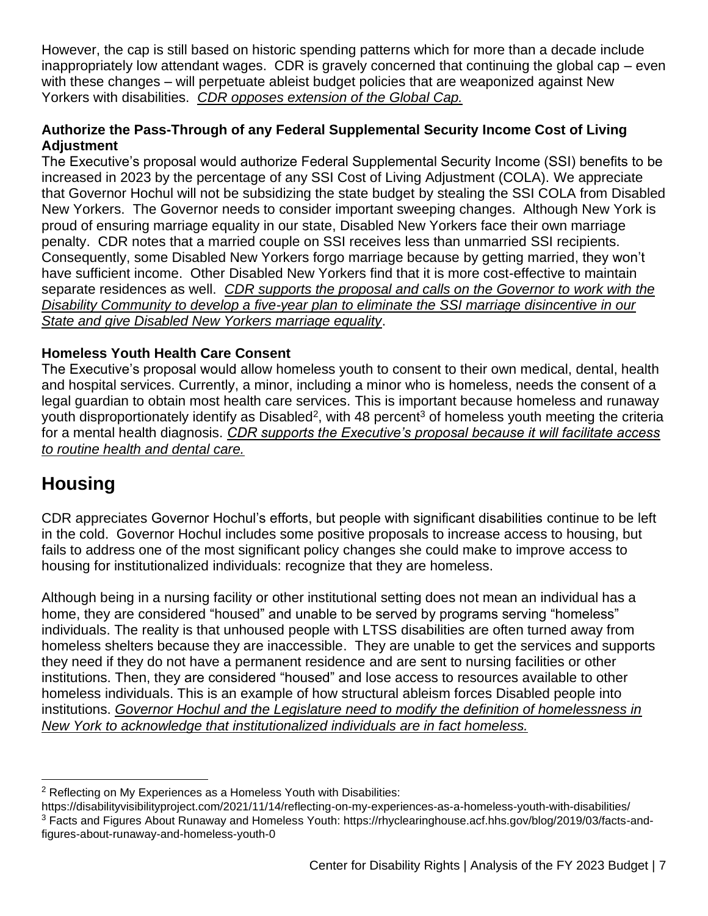However, the cap is still based on historic spending patterns which for more than a decade include inappropriately low attendant wages. CDR is gravely concerned that continuing the global cap – even with these changes – will perpetuate ableist budget policies that are weaponized against New Yorkers with disabilities. *CDR opposes extension of the Global Cap.*

**Authorize the Pass-Through of any Federal Supplemental Security Income Cost of Living Adjustment**

The Executive's proposal would authorize Federal Supplemental Security Income (SSI) benefits to be increased in 2023 by the percentage of any SSI Cost of Living Adjustment (COLA). We appreciate that Governor Hochul will not be subsidizing the state budget by stealing the SSI COLA from Disabled New Yorkers. The Governor needs to consider important sweeping changes. Although New York is proud of ensuring marriage equality in our state, Disabled New Yorkers face their own marriage penalty. CDR notes that a married couple on SSI receives less than unmarried SSI recipients. Consequently, some Disabled New Yorkers forgo marriage because by getting married, they won't have sufficient income. Other Disabled New Yorkers find that it is more cost-effective to maintain separate residences as well. *CDR supports the proposal and calls on the Governor to work with the Disability Community to develop a five-year plan to eliminate the SSI marriage disincentive in our State and give Disabled New Yorkers marriage equality*.

**Homeless Youth Health Care Consent**

The Executive's proposal would allow homeless youth to consent to their own medical, dental, health and hospital services. Currently, a minor, including a minor who is homeless, needs the consent of a legal guardian to obtain most health care services. This is important because homeless and runaway youth disproportionately identify as Disabled[2], with 48 percent[3] of homeless youth meeting the criteria for a mental health diagnosis. *CDR supports the Executive's proposal because it will facilitate access to routine health and dental care.*

## Housing

CDR appreciates Governor Hochul's efforts, but people with significant disabilities continue to be left in the cold. Governor Hochul includes some positive proposals to increase access to housing, but fails to address one of the most significant policy changes she could make to improve access to housing for institutionalized individuals: recognize that they are homeless.

Although being in a nursing facility or other institutional setting does not mean an individual has a home, they are considered "housed" and unable to be served by programs serving "homeless" individuals. The reality is that unhoused people with LTSS disabilities are often turned away from homeless shelters because they are inaccessible. They are unable to get the services and supports they need if they do not have a permanent residence and are sent to nursing facilities or other institutions. Then, they are considered "housed" and lose access to resources available to other homeless individuals. This is an example of how structural ableism forces Disabled people into institutions. *Governor Hochul and the Legislature need to modify the definition of homelessness in New York to acknowledge that institutionalized individuals are in fact homeless.*

---

[2] Reflecting on My Experiences as a Homeless Youth with Disabilities: https://disabilityvisibilityproject.com/2021/11/14/reflecting-on-my-experiences-as-a-homeless-youth-with-disabilities/

[3] Facts and Figures About Runaway and Homeless Youth: https://rhyclearinghouse.acf.hhs.gov/blog/2019/03/facts-and-figures-about-runaway-and-homeless-youth-0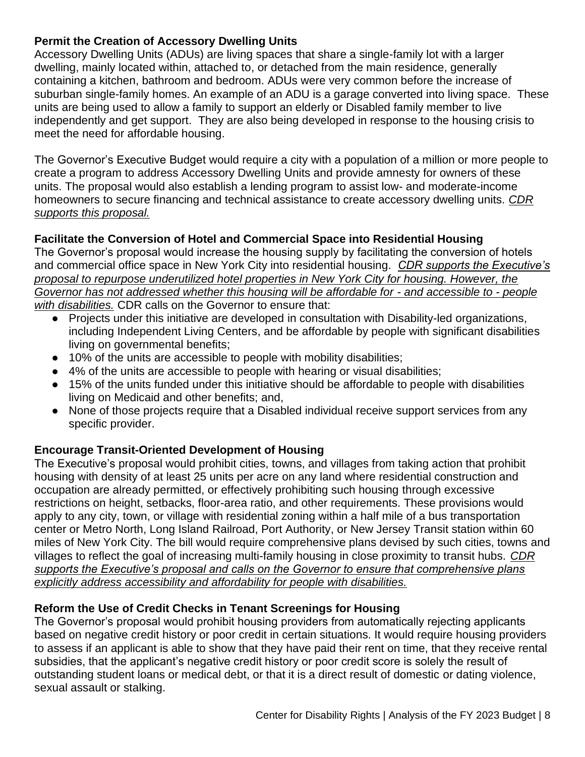**Permit the Creation of Accessory Dwelling Units**

Accessory Dwelling Units (ADUs) are living spaces that share a single-family lot with a larger dwelling, mainly located within, attached to, or detached from the main residence, generally containing a kitchen, bathroom and bedroom. ADUs were very common before the increase of suburban single-family homes. An example of an ADU is a garage converted into living space. These units are being used to allow a family to support an elderly or Disabled family member to live independently and get support. They are also being developed in response to the housing crisis to meet the need for affordable housing.

The Governor's Executive Budget would require a city with a population of a million or more people to create a program to address Accessory Dwelling Units and provide amnesty for owners of these units. The proposal would also establish a lending program to assist low- and moderate-income homeowners to secure financing and technical assistance to create accessory dwelling units. *CDR supports this proposal.*

**Facilitate the Conversion of Hotel and Commercial Space into Residential Housing**

The Governor's proposal would increase the housing supply by facilitating the conversion of hotels and commercial office space in New York City into residential housing. *CDR supports the Executive's proposal to repurpose underutilized hotel properties in New York City for housing. However, the Governor has not addressed whether this housing will be affordable for - and accessible to - people with disabilities.* CDR calls on the Governor to ensure that:

- Projects under this initiative are developed in consultation with Disability-led organizations, including Independent Living Centers, and be affordable by people with significant disabilities living on governmental benefits;
- 10% of the units are accessible to people with mobility disabilities;
- 4% of the units are accessible to people with hearing or visual disabilities;
- 15% of the units funded under this initiative should be affordable to people with disabilities living on Medicaid and other benefits; and,
- None of those projects require that a Disabled individual receive support services from any specific provider.

**Encourage Transit-Oriented Development of Housing**

The Executive's proposal would prohibit cities, towns, and villages from taking action that prohibit housing with density of at least 25 units per acre on any land where residential construction and occupation are already permitted, or effectively prohibiting such housing through excessive restrictions on height, setbacks, floor-area ratio, and other requirements. These provisions would apply to any city, town, or village with residential zoning within a half mile of a bus transportation center or Metro North, Long Island Railroad, Port Authority, or New Jersey Transit station within 60 miles of New York City. The bill would require comprehensive plans devised by such cities, towns and villages to reflect the goal of increasing multi-family housing in close proximity to transit hubs. *CDR supports the Executive's proposal and calls on the Governor to ensure that comprehensive plans explicitly address accessibility and affordability for people with disabilities.*

**Reform the Use of Credit Checks in Tenant Screenings for Housing**

The Governor's proposal would prohibit housing providers from automatically rejecting applicants based on negative credit history or poor credit in certain situations. It would require housing providers to assess if an applicant is able to show that they have paid their rent on time, that they receive rental subsidies, that the applicant's negative credit history or poor credit score is solely the result of outstanding student loans or medical debt, or that it is a direct result of domestic or dating violence, sexual assault or stalking.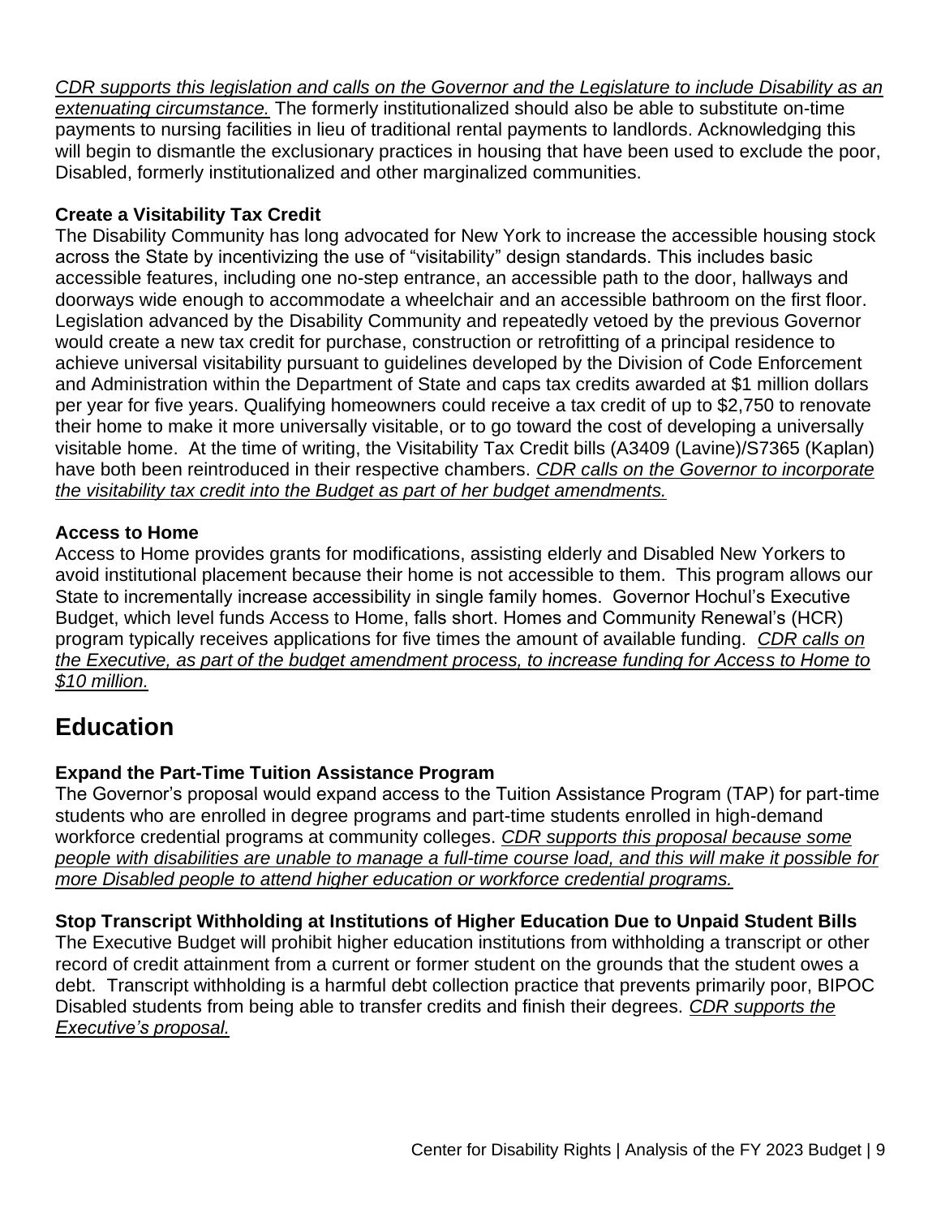*CDR supports this legislation and calls on the Governor and the Legislature to include Disability as an extenuating circumstance.* The formerly institutionalized should also be able to substitute on-time payments to nursing facilities in lieu of traditional rental payments to landlords. Acknowledging this will begin to dismantle the exclusionary practices in housing that have been used to exclude the poor, Disabled, formerly institutionalized and other marginalized communities.

### Create a Visitability Tax Credit

The Disability Community has long advocated for New York to increase the accessible housing stock across the State by incentivizing the use of "visitability" design standards. This includes basic accessible features, including one no-step entrance, an accessible path to the door, hallways and doorways wide enough to accommodate a wheelchair and an accessible bathroom on the first floor. Legislation advanced by the Disability Community and repeatedly vetoed by the previous Governor would create a new tax credit for purchase, construction or retrofitting of a principal residence to achieve universal visitability pursuant to guidelines developed by the Division of Code Enforcement and Administration within the Department of State and caps tax credits awarded at $1 million dollars per year for five years. Qualifying homeowners could receive a tax credit of up to $2,750 to renovate their home to make it more universally visitable, or to go toward the cost of developing a universally visitable home. At the time of writing, the Visitability Tax Credit bills (A3409 (Lavine)/S7365 (Kaplan) have both been reintroduced in their respective chambers. *CDR calls on the Governor to incorporate the visitability tax credit into the Budget as part of her budget amendments.*

### Access to Home

Access to Home provides grants for modifications, assisting elderly and Disabled New Yorkers to avoid institutional placement because their home is not accessible to them. This program allows our State to incrementally increase accessibility in single family homes. Governor Hochul's Executive Budget, which level funds Access to Home, falls short. Homes and Community Renewal's (HCR) program typically receives applications for five times the amount of available funding. *CDR calls on the Executive, as part of the budget amendment process, to increase funding for Access to Home to $10 million.*

## Education

### Expand the Part-Time Tuition Assistance Program

The Governor's proposal would expand access to the Tuition Assistance Program (TAP) for part-time students who are enrolled in degree programs and part-time students enrolled in high-demand workforce credential programs at community colleges. *CDR supports this proposal because some people with disabilities are unable to manage a full-time course load, and this will make it possible for more Disabled people to attend higher education or workforce credential programs.*

### Stop Transcript Withholding at Institutions of Higher Education Due to Unpaid Student Bills

The Executive Budget will prohibit higher education institutions from withholding a transcript or other record of credit attainment from a current or former student on the grounds that the student owes a debt. Transcript withholding is a harmful debt collection practice that prevents primarily poor, BIPOC Disabled students from being able to transfer credits and finish their degrees. *CDR supports the Executive's proposal.*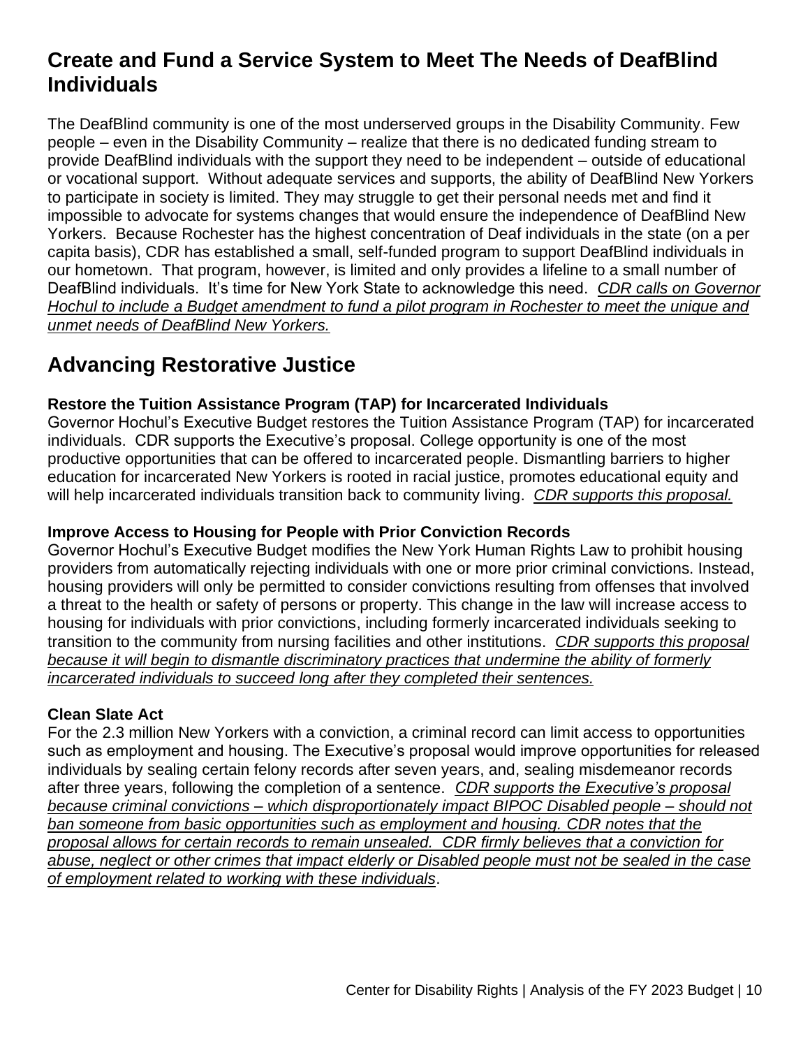## Create and Fund a Service System to Meet The Needs of DeafBlind Individuals

The DeafBlind community is one of the most underserved groups in the Disability Community. Few people – even in the Disability Community – realize that there is no dedicated funding stream to provide DeafBlind individuals with the support they need to be independent – outside of educational or vocational support. Without adequate services and supports, the ability of DeafBlind New Yorkers to participate in society is limited. They may struggle to get their personal needs met and find it impossible to advocate for systems changes that would ensure the independence of DeafBlind New Yorkers. Because Rochester has the highest concentration of Deaf individuals in the state (on a per capita basis), CDR has established a small, self-funded program to support DeafBlind individuals in our hometown. That program, however, is limited and only provides a lifeline to a small number of DeafBlind individuals. It's time for New York State to acknowledge this need. *CDR calls on Governor Hochul to include a Budget amendment to fund a pilot program in Rochester to meet the unique and unmet needs of DeafBlind New Yorkers.*

## Advancing Restorative Justice

### Restore the Tuition Assistance Program (TAP) for Incarcerated Individuals

Governor Hochul's Executive Budget restores the Tuition Assistance Program (TAP) for incarcerated individuals. CDR supports the Executive's proposal. College opportunity is one of the most productive opportunities that can be offered to incarcerated people. Dismantling barriers to higher education for incarcerated New Yorkers is rooted in racial justice, promotes educational equity and will help incarcerated individuals transition back to community living. *CDR supports this proposal.*

### Improve Access to Housing for People with Prior Conviction Records

Governor Hochul's Executive Budget modifies the New York Human Rights Law to prohibit housing providers from automatically rejecting individuals with one or more prior criminal convictions. Instead, housing providers will only be permitted to consider convictions resulting from offenses that involved a threat to the health or safety of persons or property. This change in the law will increase access to housing for individuals with prior convictions, including formerly incarcerated individuals seeking to transition to the community from nursing facilities and other institutions. *CDR supports this proposal because it will begin to dismantle discriminatory practices that undermine the ability of formerly incarcerated individuals to succeed long after they completed their sentences.*

### Clean Slate Act

For the 2.3 million New Yorkers with a conviction, a criminal record can limit access to opportunities such as employment and housing. The Executive's proposal would improve opportunities for released individuals by sealing certain felony records after seven years, and, sealing misdemeanor records after three years, following the completion of a sentence. *CDR supports the Executive's proposal because criminal convictions – which disproportionately impact BIPOC Disabled people – should not ban someone from basic opportunities such as employment and housing. CDR notes that the proposal allows for certain records to remain unsealed. CDR firmly believes that a conviction for abuse, neglect or other crimes that impact elderly or Disabled people must not be sealed in the case of employment related to working with these individuals*.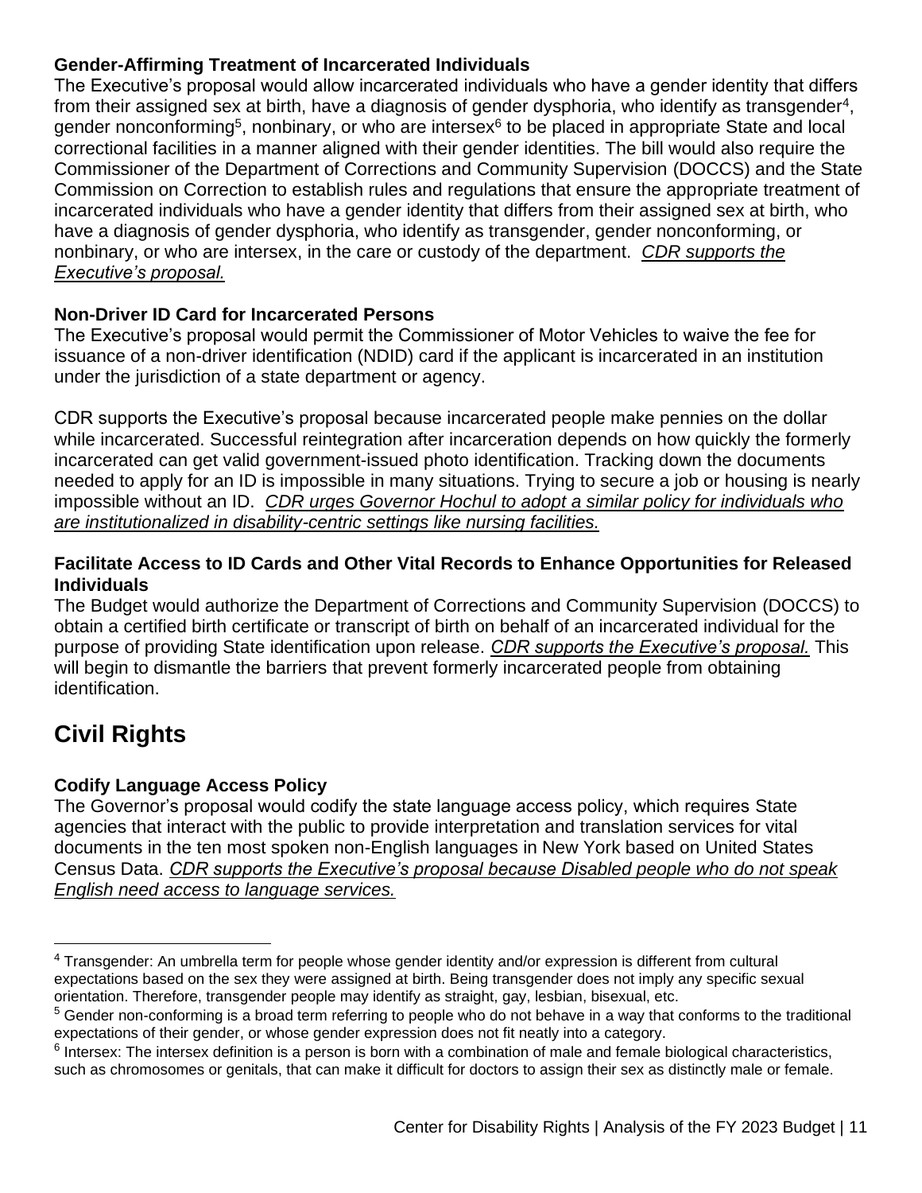### Gender-Affirming Treatment of Incarcerated Individuals

The Executive's proposal would allow incarcerated individuals who have a gender identity that differs from their assigned sex at birth, have a diagnosis of gender dysphoria, who identify as transgender[4], gender nonconforming[5], nonbinary, or who are intersex[6] to be placed in appropriate State and local correctional facilities in a manner aligned with their gender identities. The bill would also require the Commissioner of the Department of Corrections and Community Supervision (DOCCS) and the State Commission on Correction to establish rules and regulations that ensure the appropriate treatment of incarcerated individuals who have a gender identity that differs from their assigned sex at birth, who have a diagnosis of gender dysphoria, who identify as transgender, gender nonconforming, or nonbinary, or who are intersex, in the care or custody of the department. *CDR supports the Executive's proposal.*

### Non-Driver ID Card for Incarcerated Persons

The Executive's proposal would permit the Commissioner of Motor Vehicles to waive the fee for issuance of a non-driver identification (NDID) card if the applicant is incarcerated in an institution under the jurisdiction of a state department or agency.

CDR supports the Executive's proposal because incarcerated people make pennies on the dollar while incarcerated. Successful reintegration after incarceration depends on how quickly the formerly incarcerated can get valid government-issued photo identification. Tracking down the documents needed to apply for an ID is impossible in many situations. Trying to secure a job or housing is nearly impossible without an ID. *CDR urges Governor Hochul to adopt a similar policy for individuals who are institutionalized in disability-centric settings like nursing facilities.*

### Facilitate Access to ID Cards and Other Vital Records to Enhance Opportunities for Released Individuals

The Budget would authorize the Department of Corrections and Community Supervision (DOCCS) to obtain a certified birth certificate or transcript of birth on behalf of an incarcerated individual for the purpose of providing State identification upon release. *CDR supports the Executive's proposal.* This will begin to dismantle the barriers that prevent formerly incarcerated people from obtaining identification.

## Civil Rights

### Codify Language Access Policy

The Governor's proposal would codify the state language access policy, which requires State agencies that interact with the public to provide interpretation and translation services for vital documents in the ten most spoken non-English languages in New York based on United States Census Data. *CDR supports the Executive's proposal because Disabled people who do not speak English need access to language services.*

---

[4] Transgender: An umbrella term for people whose gender identity and/or expression is different from cultural expectations based on the sex they were assigned at birth. Being transgender does not imply any specific sexual orientation. Therefore, transgender people may identify as straight, gay, lesbian, bisexual, etc.

[5] Gender non-conforming is a broad term referring to people who do not behave in a way that conforms to the traditional expectations of their gender, or whose gender expression does not fit neatly into a category.

[6] Intersex: The intersex definition is a person is born with a combination of male and female biological characteristics, such as chromosomes or genitals, that can make it difficult for doctors to assign their sex as distinctly male or female.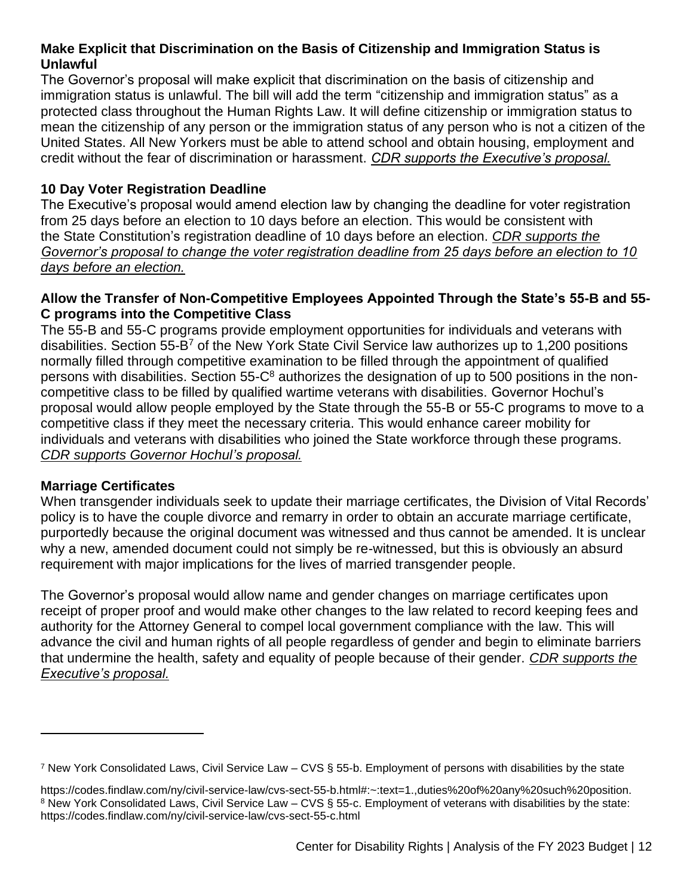**Make Explicit that Discrimination on the Basis of Citizenship and Immigration Status is Unlawful**

The Governor's proposal will make explicit that discrimination on the basis of citizenship and immigration status is unlawful. The bill will add the term "citizenship and immigration status" as a protected class throughout the Human Rights Law. It will define citizenship or immigration status to mean the citizenship of any person or the immigration status of any person who is not a citizen of the United States. All New Yorkers must be able to attend school and obtain housing, employment and credit without the fear of discrimination or harassment. *CDR supports the Executive's proposal.*

**10 Day Voter Registration Deadline**

The Executive's proposal would amend election law by changing the deadline for voter registration from 25 days before an election to 10 days before an election. This would be consistent with the State Constitution's registration deadline of 10 days before an election. *CDR supports the Governor's proposal to change the voter registration deadline from 25 days before an election to 10 days before an election.*

**Allow the Transfer of Non-Competitive Employees Appointed Through the State's 55-B and 55-C programs into the Competitive Class**

The 55-B and 55-C programs provide employment opportunities for individuals and veterans with disabilities. Section 55-B[7] of the New York State Civil Service law authorizes up to 1,200 positions normally filled through competitive examination to be filled through the appointment of qualified persons with disabilities. Section 55-C[8] authorizes the designation of up to 500 positions in the non-competitive class to be filled by qualified wartime veterans with disabilities. Governor Hochul's proposal would allow people employed by the State through the 55-B or 55-C programs to move to a competitive class if they meet the necessary criteria. This would enhance career mobility for individuals and veterans with disabilities who joined the State workforce through these programs. *CDR supports Governor Hochul's proposal.*

**Marriage Certificates**

When transgender individuals seek to update their marriage certificates, the Division of Vital Records' policy is to have the couple divorce and remarry in order to obtain an accurate marriage certificate, purportedly because the original document was witnessed and thus cannot be amended. It is unclear why a new, amended document could not simply be re-witnessed, but this is obviously an absurd requirement with major implications for the lives of married transgender people.

The Governor's proposal would allow name and gender changes on marriage certificates upon receipt of proper proof and would make other changes to the law related to record keeping fees and authority for the Attorney General to compel local government compliance with the law. This will advance the civil and human rights of all people regardless of gender and begin to eliminate barriers that undermine the health, safety and equality of people because of their gender. *CDR supports the Executive's proposal.*

---

[7] New York Consolidated Laws, Civil Service Law – CVS § 55-b. Employment of persons with disabilities by the state

https://codes.findlaw.com/ny/civil-service-law/cvs-sect-55-b.html#:~:text=1.,duties%20of%20any%20such%20position.

[8] New York Consolidated Laws, Civil Service Law – CVS § 55-c. Employment of veterans with disabilities by the state: https://codes.findlaw.com/ny/civil-service-law/cvs-sect-55-c.html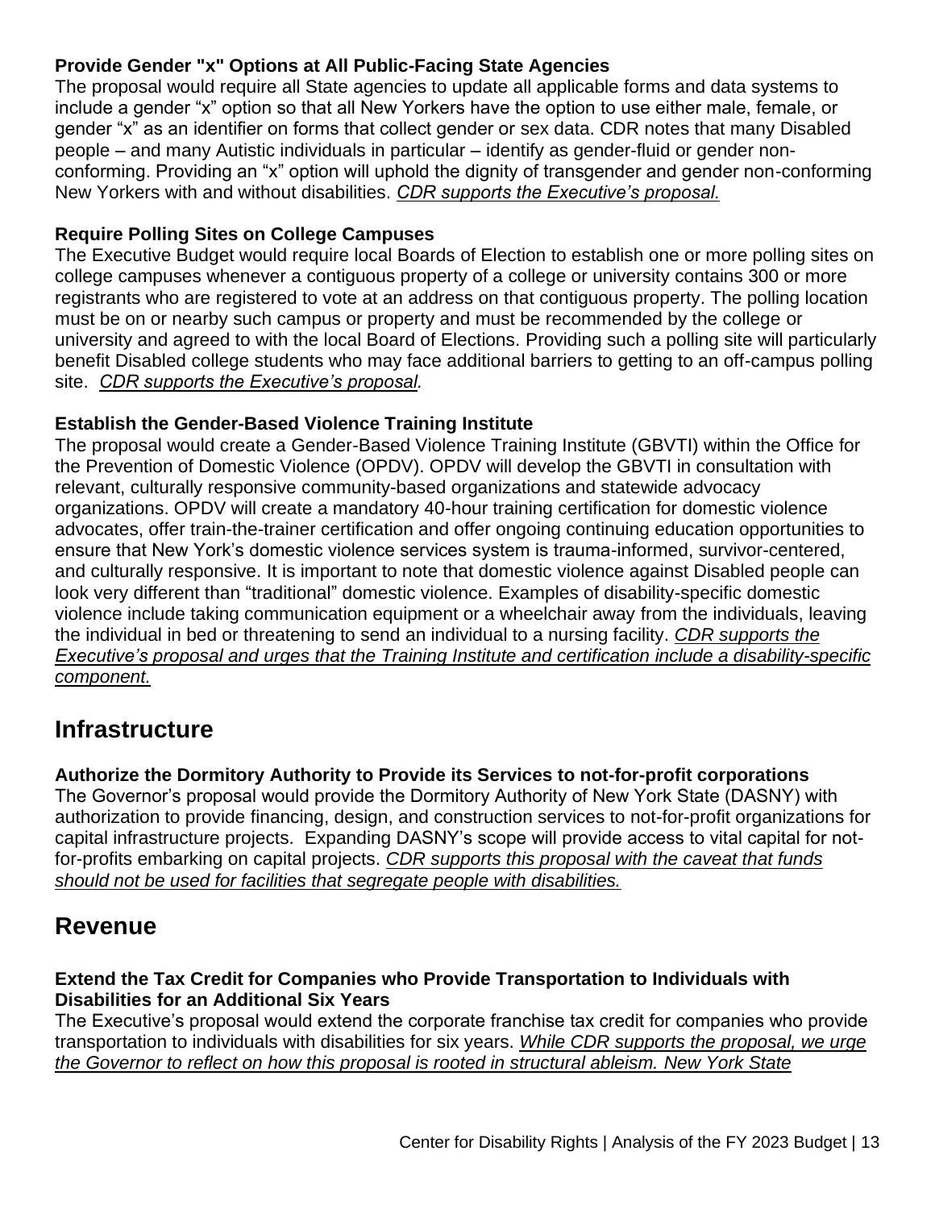**Provide Gender "x" Options at All Public-Facing State Agencies**

The proposal would require all State agencies to update all applicable forms and data systems to include a gender "x" option so that all New Yorkers have the option to use either male, female, or gender "x" as an identifier on forms that collect gender or sex data. CDR notes that many Disabled people – and many Autistic individuals in particular – identify as gender-fluid or gender non-conforming. Providing an "x" option will uphold the dignity of transgender and gender non-conforming New Yorkers with and without disabilities. *CDR supports the Executive's proposal.*

**Require Polling Sites on College Campuses**

The Executive Budget would require local Boards of Election to establish one or more polling sites on college campuses whenever a contiguous property of a college or university contains 300 or more registrants who are registered to vote at an address on that contiguous property. The polling location must be on or nearby such campus or property and must be recommended by the college or university and agreed to with the local Board of Elections. Providing such a polling site will particularly benefit Disabled college students who may face additional barriers to getting to an off-campus polling site. *CDR supports the Executive's proposal.*

**Establish the Gender-Based Violence Training Institute**

The proposal would create a Gender-Based Violence Training Institute (GBVTI) within the Office for the Prevention of Domestic Violence (OPDV). OPDV will develop the GBVTI in consultation with relevant, culturally responsive community-based organizations and statewide advocacy organizations. OPDV will create a mandatory 40-hour training certification for domestic violence advocates, offer train-the-trainer certification and offer ongoing continuing education opportunities to ensure that New York's domestic violence services system is trauma-informed, survivor-centered, and culturally responsive. It is important to note that domestic violence against Disabled people can look very different than "traditional" domestic violence. Examples of disability-specific domestic violence include taking communication equipment or a wheelchair away from the individuals, leaving the individual in bed or threatening to send an individual to a nursing facility. *CDR supports the Executive's proposal and urges that the Training Institute and certification include a disability-specific component.*

## Infrastructure

**Authorize the Dormitory Authority to Provide its Services to not-for-profit corporations**

The Governor's proposal would provide the Dormitory Authority of New York State (DASNY) with authorization to provide financing, design, and construction services to not-for-profit organizations for capital infrastructure projects. Expanding DASNY's scope will provide access to vital capital for not-for-profits embarking on capital projects. *CDR supports this proposal with the caveat that funds should not be used for facilities that segregate people with disabilities.*

## Revenue

**Extend the Tax Credit for Companies who Provide Transportation to Individuals with Disabilities for an Additional Six Years**

The Executive's proposal would extend the corporate franchise tax credit for companies who provide transportation to individuals with disabilities for six years. *While CDR supports the proposal, we urge the Governor to reflect on how this proposal is rooted in structural ableism. New York State*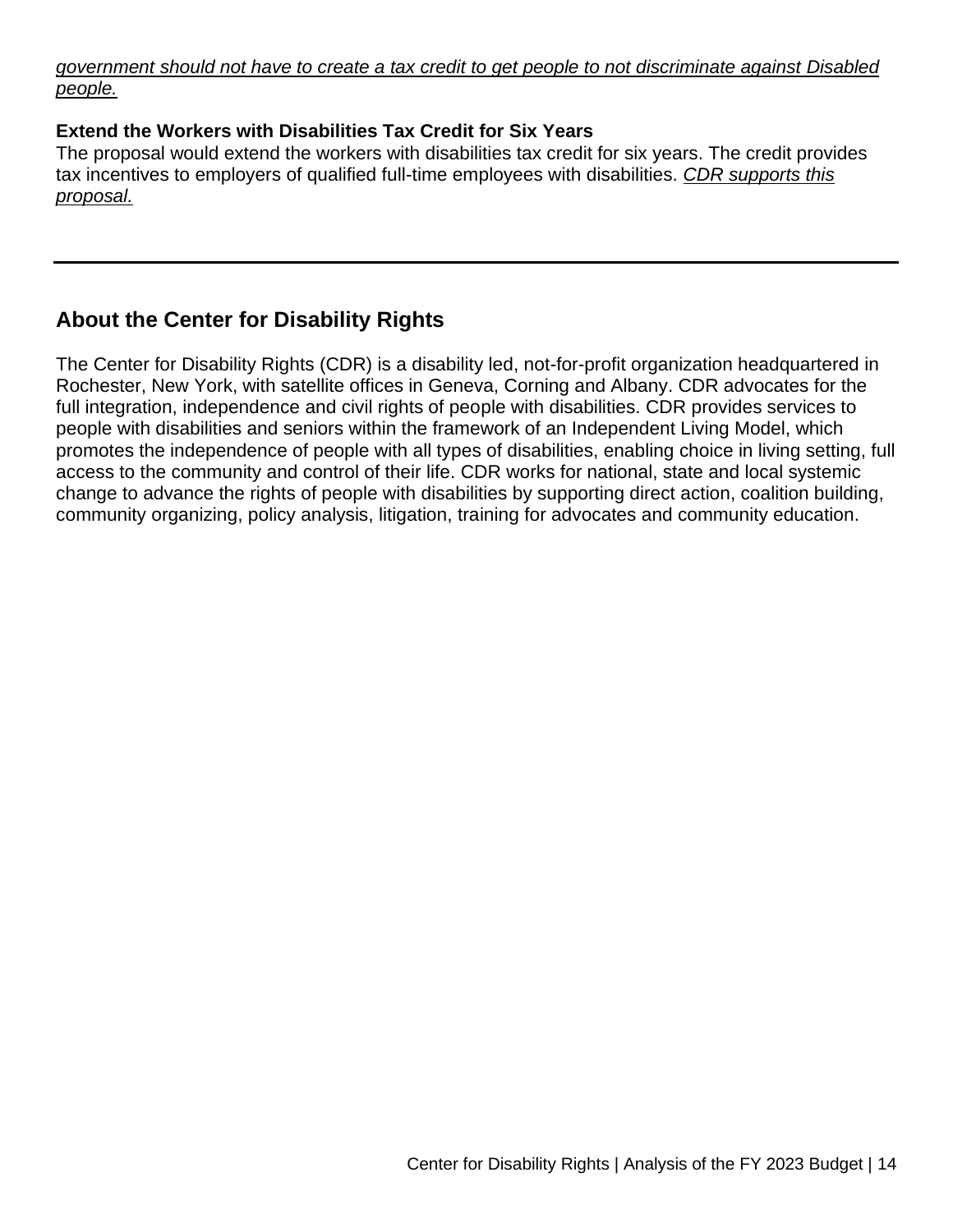*government should not have to create a tax credit to get people to not discriminate against Disabled people.*

**Extend the Workers with Disabilities Tax Credit for Six Years**

The proposal would extend the workers with disabilities tax credit for six years. The credit provides tax incentives to employers of qualified full-time employees with disabilities. *CDR supports this proposal.*

---

## About the Center for Disability Rights

The Center for Disability Rights (CDR) is a disability led, not-for-profit organization headquartered in Rochester, New York, with satellite offices in Geneva, Corning and Albany. CDR advocates for the full integration, independence and civil rights of people with disabilities. CDR provides services to people with disabilities and seniors within the framework of an Independent Living Model, which promotes the independence of people with all types of disabilities, enabling choice in living setting, full access to the community and control of their life. CDR works for national, state and local systemic change to advance the rights of people with disabilities by supporting direct action, coalition building, community organizing, policy analysis, litigation, training for advocates and community education.